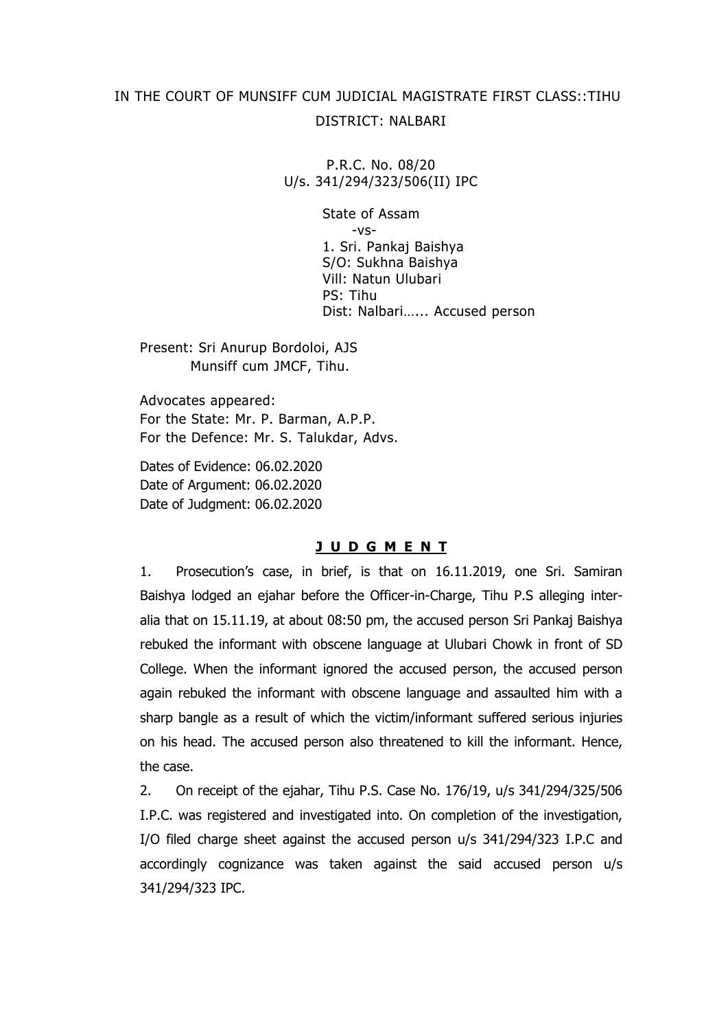IN THE COURT OF MUNSIFF CUM JUDICIAL MAGISTRATE FIRST CLASS::TIHU

DISTRICT: NALBARI

P.R.C. No. 08/20
U/s. 341/294/323/506(II) IPC

State of Assam
-vs-
1. Sri. Pankaj Baishya
S/O: Sukhna Baishya
Vill: Natun Ulubari
PS: Tihu
Dist: Nalbari…... Accused person

Present: Sri Anurup Bordoloi, AJS
Munsiff cum JMCF, Tihu.

Advocates appeared:
For the State: Mr. P. Barman, A.P.P.
For the Defence: Mr. S. Talukdar, Advs.

Dates of Evidence: 06.02.2020
Date of Argument: 06.02.2020
Date of Judgment: 06.02.2020

## J U D G M E N T

1. Prosecution's case, in brief, is that on 16.11.2019, one Sri. Samiran Baishya lodged an ejahar before the Officer-in-Charge, Tihu P.S alleging inter-alia that on 15.11.19, at about 08:50 pm, the accused person Sri Pankaj Baishya rebuked the informant with obscene language at Ulubari Chowk in front of SD College. When the informant ignored the accused person, the accused person again rebuked the informant with obscene language and assaulted him with a sharp bangle as a result of which the victim/informant suffered serious injuries on his head. The accused person also threatened to kill the informant. Hence, the case.

2. On receipt of the ejahar, Tihu P.S. Case No. 176/19, u/s 341/294/325/506 I.P.C. was registered and investigated into. On completion of the investigation, I/O filed charge sheet against the accused person u/s 341/294/323 I.P.C and accordingly cognizance was taken against the said accused person u/s 341/294/323 IPC.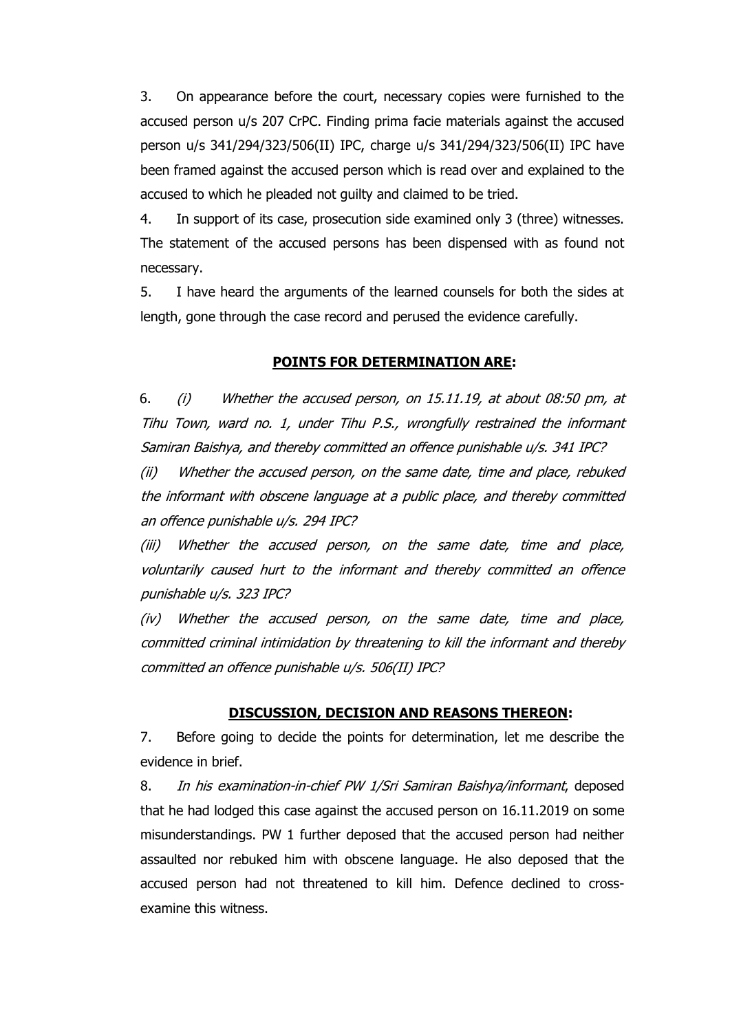3. On appearance before the court, necessary copies were furnished to the accused person u/s 207 CrPC. Finding prima facie materials against the accused person u/s 341/294/323/506(II) IPC, charge u/s 341/294/323/506(II) IPC have been framed against the accused person which is read over and explained to the accused to which he pleaded not guilty and claimed to be tried.

4. In support of its case, prosecution side examined only 3 (three) witnesses. The statement of the accused persons has been dispensed with as found not necessary.

5. I have heard the arguments of the learned counsels for both the sides at length, gone through the case record and perused the evidence carefully.

## **POINTS FOR DETERMINATION ARE:**

6. *(i) Whether the accused person, on 15.11.19, at about 08:50 pm, at Tihu Town, ward no. 1, under Tihu P.S., wrongfully restrained the informant Samiran Baishya, and thereby committed an offence punishable u/s. 341 IPC?*

*(ii) Whether the accused person, on the same date, time and place, rebuked the informant with obscene language at a public place, and thereby committed an offence punishable u/s. 294 IPC?*

*(iii) Whether the accused person, on the same date, time and place, voluntarily caused hurt to the informant and thereby committed an offence punishable u/s. 323 IPC?*

*(iv) Whether the accused person, on the same date, time and place, committed criminal intimidation by threatening to kill the informant and thereby committed an offence punishable u/s. 506(II) IPC?*

## **DISCUSSION, DECISION AND REASONS THEREON:**

7. Before going to decide the points for determination, let me describe the evidence in brief.

8. *In his examination-in-chief PW 1/Sri Samiran Baishya/informant*, deposed that he had lodged this case against the accused person on 16.11.2019 on some misunderstandings. PW 1 further deposed that the accused person had neither assaulted nor rebuked him with obscene language. He also deposed that the accused person had not threatened to kill him. Defence declined to cross-examine this witness.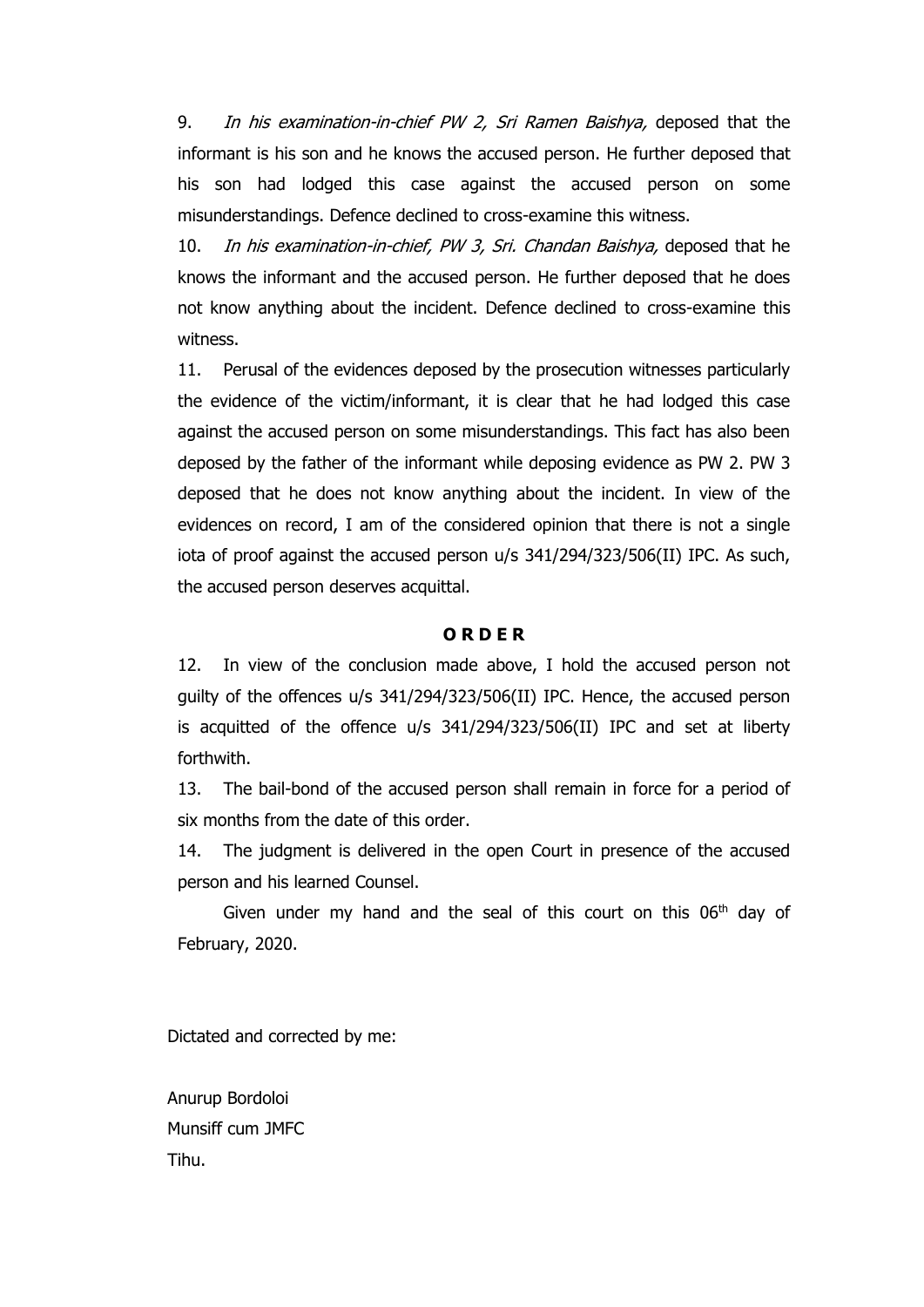9. *In his examination-in-chief PW 2, Sri Ramen Baishya,* deposed that the informant is his son and he knows the accused person. He further deposed that his son had lodged this case against the accused person on some misunderstandings. Defence declined to cross-examine this witness.

10. *In his examination-in-chief, PW 3, Sri. Chandan Baishya,* deposed that he knows the informant and the accused person. He further deposed that he does not know anything about the incident. Defence declined to cross-examine this witness.

11. Perusal of the evidences deposed by the prosecution witnesses particularly the evidence of the victim/informant, it is clear that he had lodged this case against the accused person on some misunderstandings. This fact has also been deposed by the father of the informant while deposing evidence as PW 2. PW 3 deposed that he does not know anything about the incident. In view of the evidences on record, I am of the considered opinion that there is not a single iota of proof against the accused person u/s 341/294/323/506(II) IPC. As such, the accused person deserves acquittal.

**O R D E R**

12. In view of the conclusion made above, I hold the accused person not guilty of the offences u/s 341/294/323/506(II) IPC. Hence, the accused person is acquitted of the offence u/s 341/294/323/506(II) IPC and set at liberty forthwith.

13. The bail-bond of the accused person shall remain in force for a period of six months from the date of this order.

14. The judgment is delivered in the open Court in presence of the accused person and his learned Counsel.

Given under my hand and the seal of this court on this 06th day of February, 2020.

Dictated and corrected by me:

Anurup Bordoloi
Munsiff cum JMFC
Tihu.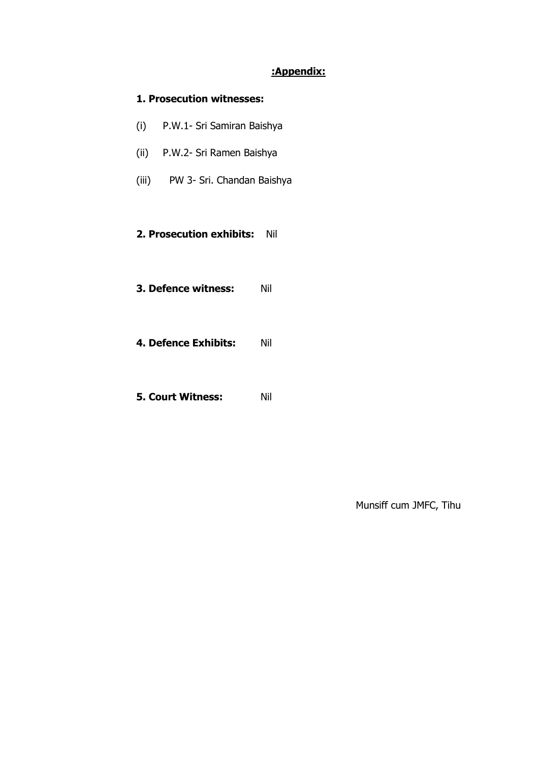## :Appendix:

**1. Prosecution witnesses:**

(i) P.W.1- Sri Samiran Baishya

(ii) P.W.2- Sri Ramen Baishya

(iii) PW 3- Sri. Chandan Baishya

**2. Prosecution exhibits:** Nil

**3. Defence witness:** Nil

**4. Defence Exhibits:** Nil

**5. Court Witness:** Nil

Munsiff cum JMFC, Tihu